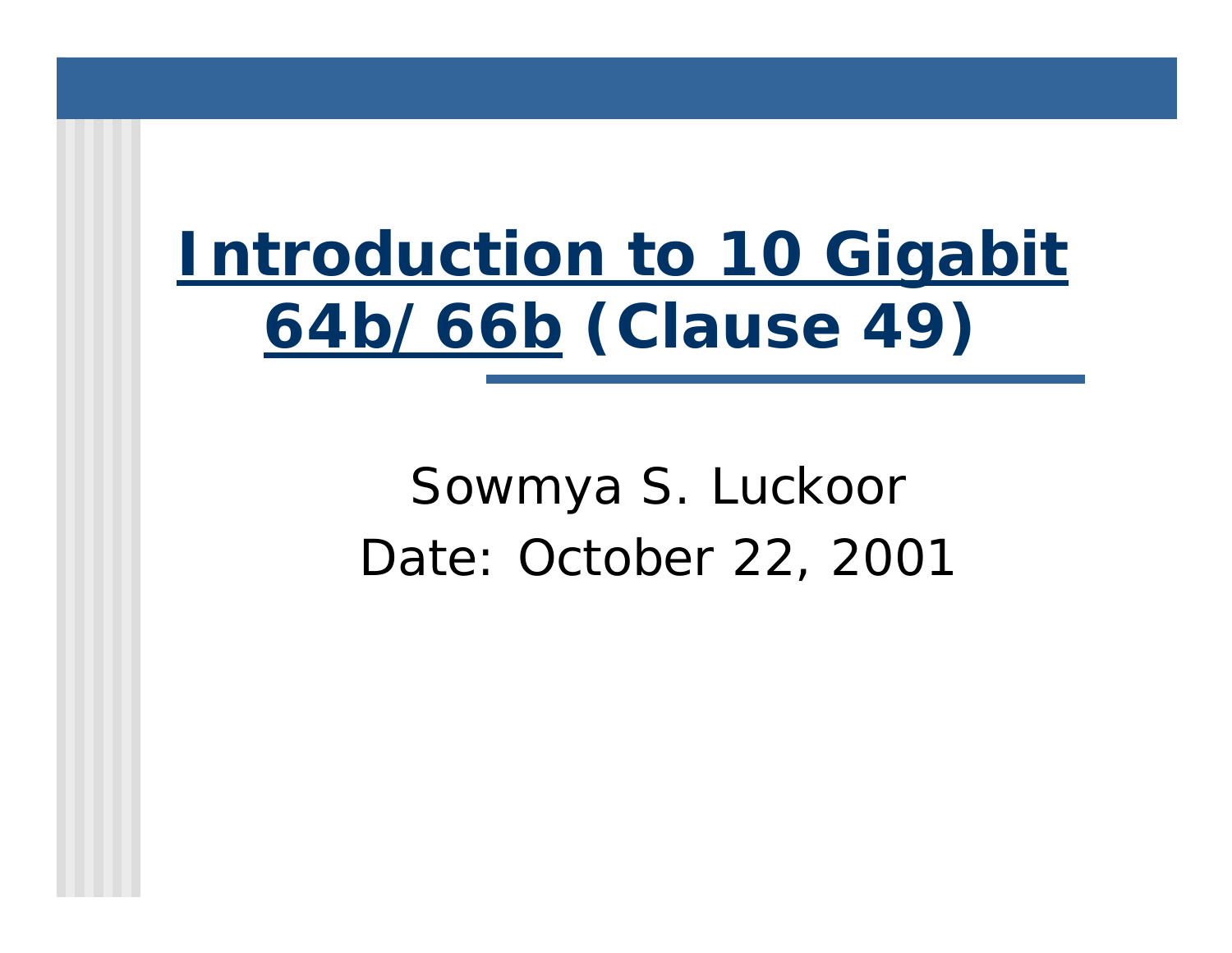# Introduction to 10 Gigabit 64b/66b (Clause 49)

Sowmya S. Luckoor

Date: October 22, 2001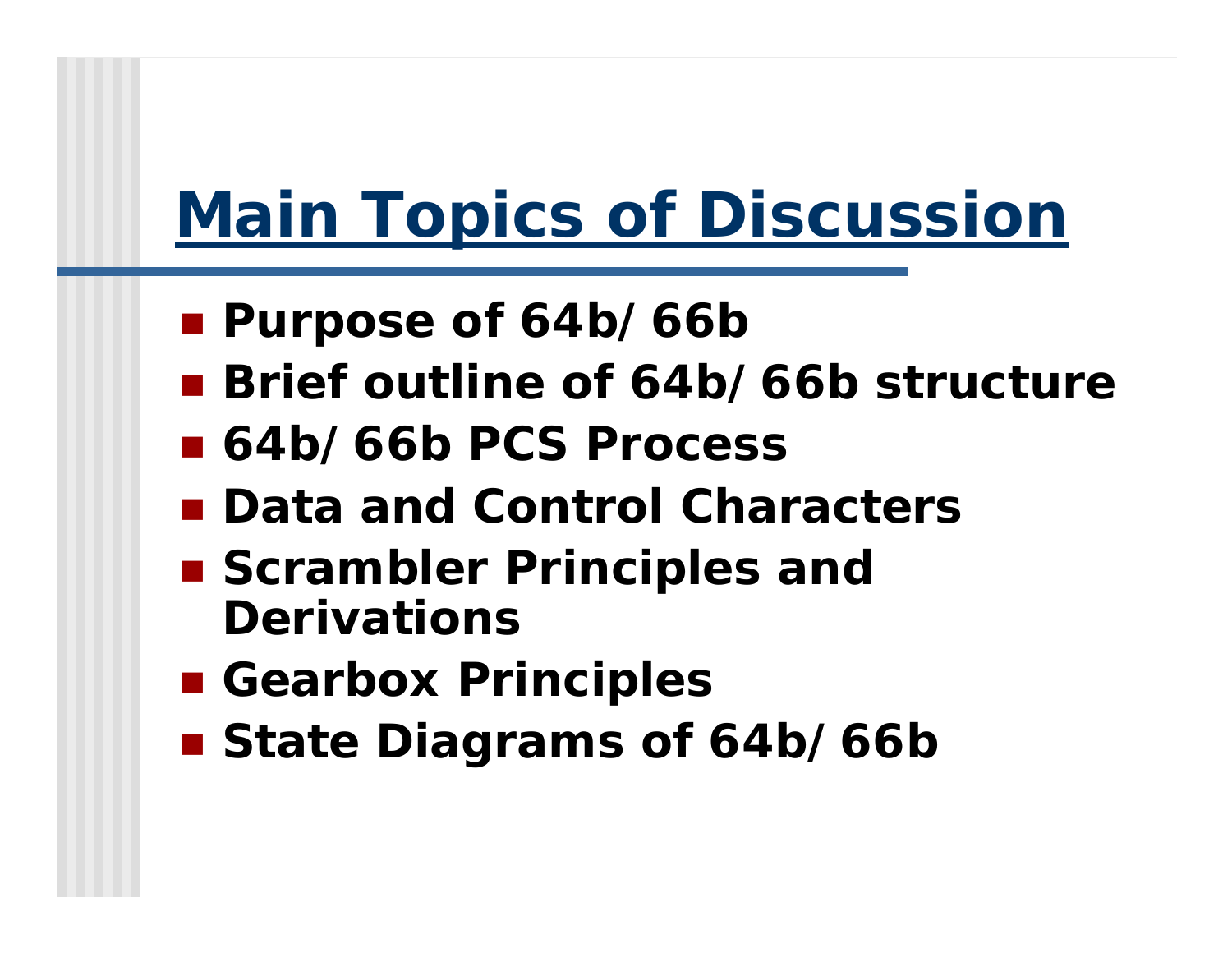# Main Topics of Discussion

- **Purpose of 64b/ 66b**
- **Brief outline of 64b/ 66b structure**
- **64b/ 66b PCS Process**
- **Data and Control Characters**
- **Scrambler Principles and Derivations**
- **Gearbox Principles**
- **State Diagrams of 64b/ 66b**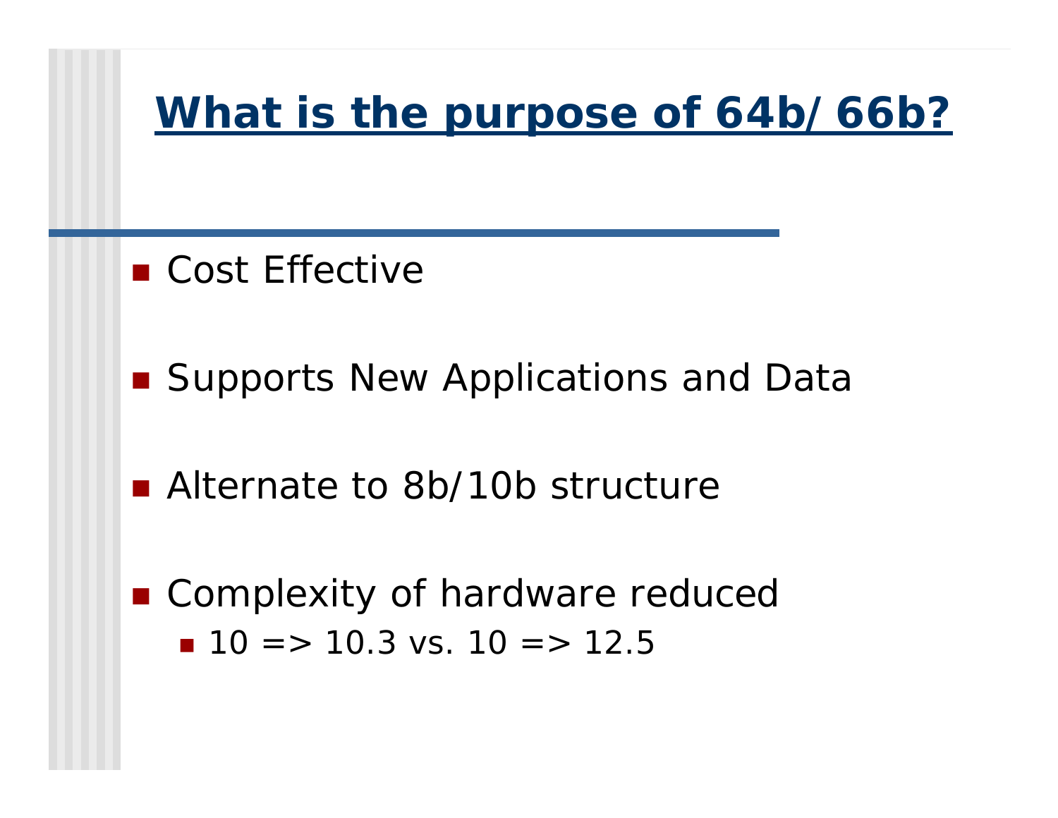# What is the purpose of 64b/ 66b?

- Cost Effective
- Supports New Applications and Data
- Alternate to 8b/10b structure
- Complexity of hardware reduced
  - 10 => 10.3 vs. 10 => 12.5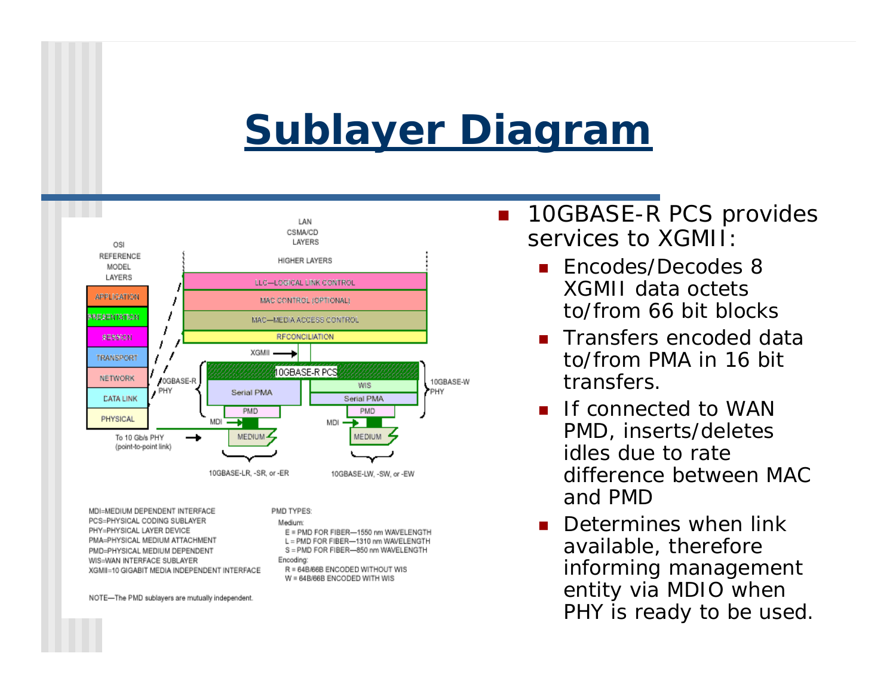# Sublayer Diagram

LAN CSMA/CD LAYERS

OSI REFERENCE MODEL LAYERS

- APPLICATION
- PRESENTATION
- SESSION
- TRANSPORT
- NETWORK
- DATA LINK
- PHYSICAL

HIGHER LAYERS

LLC—LOGICAL LINK CONTROL

MAC CONTROL (OPTIONAL)

MAC—MEDIA ACCESS CONTROL

RECONCILIATION

XGMII

10GBASE-R PCS

10GBASE-R PHY: Serial PMA, PMD, MDI, MEDIUM — 10GBASE-LR, -SR, or -ER

10GBASE-W PHY: WIS, Serial PMA, PMD, MDI, MEDIUM — 10GBASE-LW, -SW, or -EW

To 10 Gb/s PHY (point-to-point link)

MDI=MEDIUM DEPENDENT INTERFACE
PCS=PHYSICAL CODING SUBLAYER
PHY=PHYSICAL LAYER DEVICE
PMA=PHYSICAL MEDIUM ATTACHMENT
PMD=PHYSICAL MEDIUM DEPENDENT
WIS=WAN INTERFACE SUBLAYER
XGMII=10 GIGABIT MEDIA INDEPENDENT INTERFACE

PMD TYPES:
Medium:
E = PMD FOR FIBER—1550 nm WAVELENGTH
L = PMD FOR FIBER—1310 nm WAVELENGTH
S = PMD FOR FIBER—850 nm WAVELENGTH
Encoding:
R = 64B/66B ENCODED WITHOUT WIS
W = 64B/66B ENCODED WITH WIS

NOTE—The PMD sublayers are mutually independent.

- 10GBASE-R PCS provides services to XGMII:
  - Encodes/Decodes 8 XGMII data octets to/from 66 bit blocks
  - Transfers encoded data to/from PMA in 16 bit transfers.
  - If connected to WAN PMD, inserts/deletes idles due to rate difference between MAC and PMD
  - Determines when link available, therefore informing management entity via MDIO when PHY is ready to be used.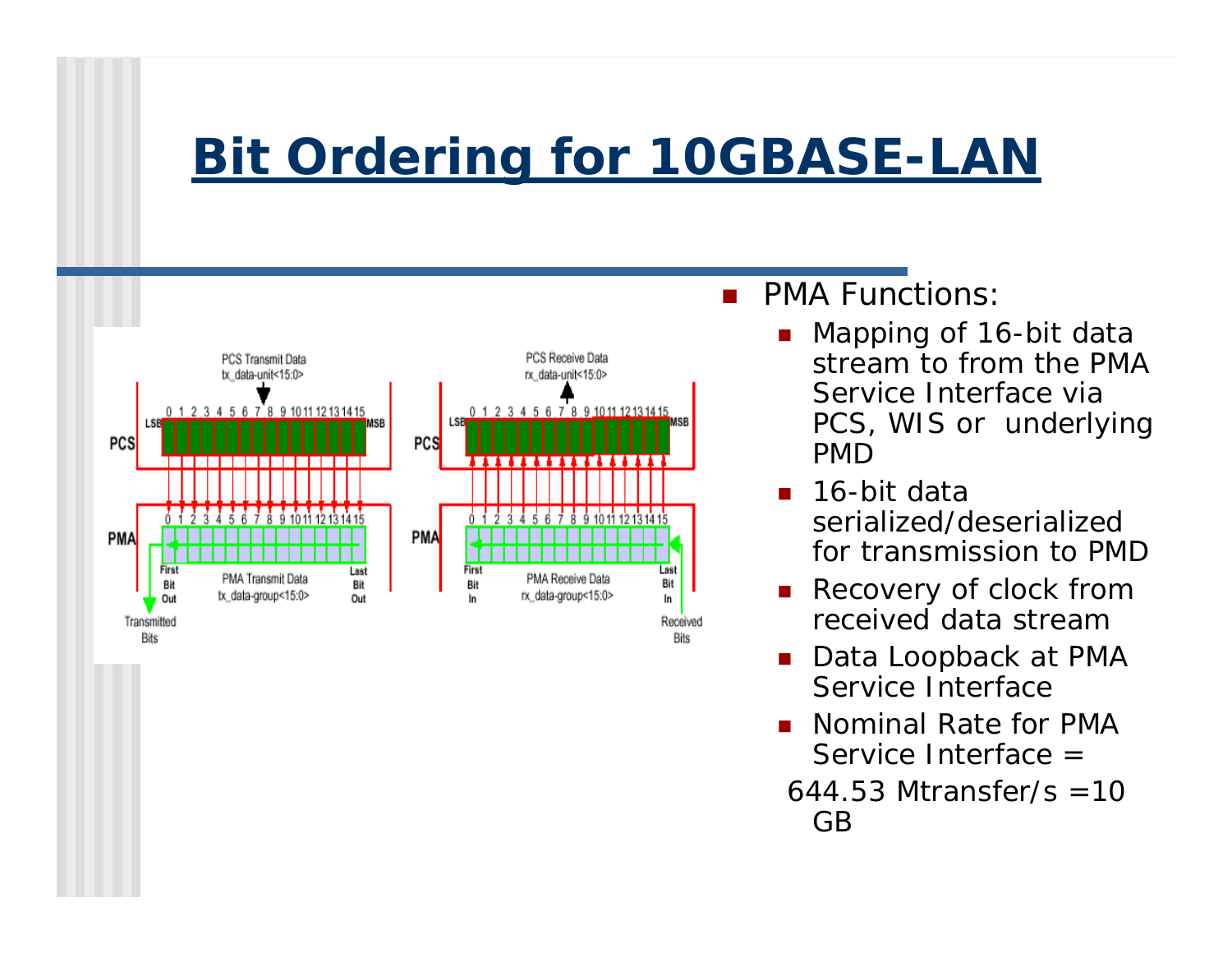# Bit Ordering for 10GBASE-LAN

- PMA Functions:
  - Mapping of 16-bit data stream to from the PMA Service Interface via PCS, WIS or underlying PMD
  - 16-bit data serialized/deserialized for transmission to PMD
  - Recovery of clock from received data stream
  - Data Loopback at PMA Service Interface
  - Nominal Rate for PMA Service Interface =

  644.53 Mtransfer/s =10 GB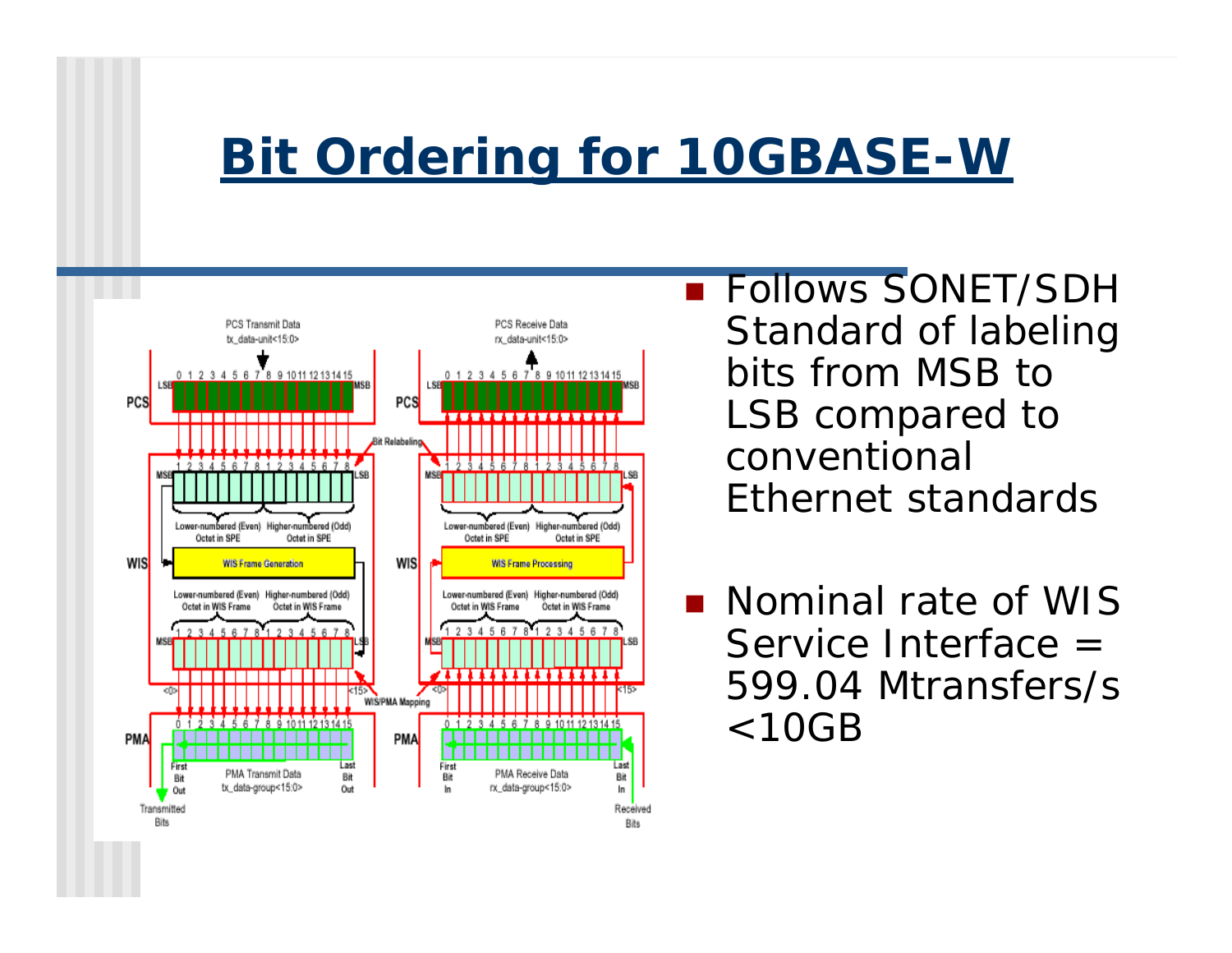# Bit Ordering for 10GBASE-W

- Follows SONET/SDH Standard of labeling bits from MSB to LSB compared to conventional Ethernet standards
- Nominal rate of WIS Service Interface = 599.04 Mtransfers/s <10GB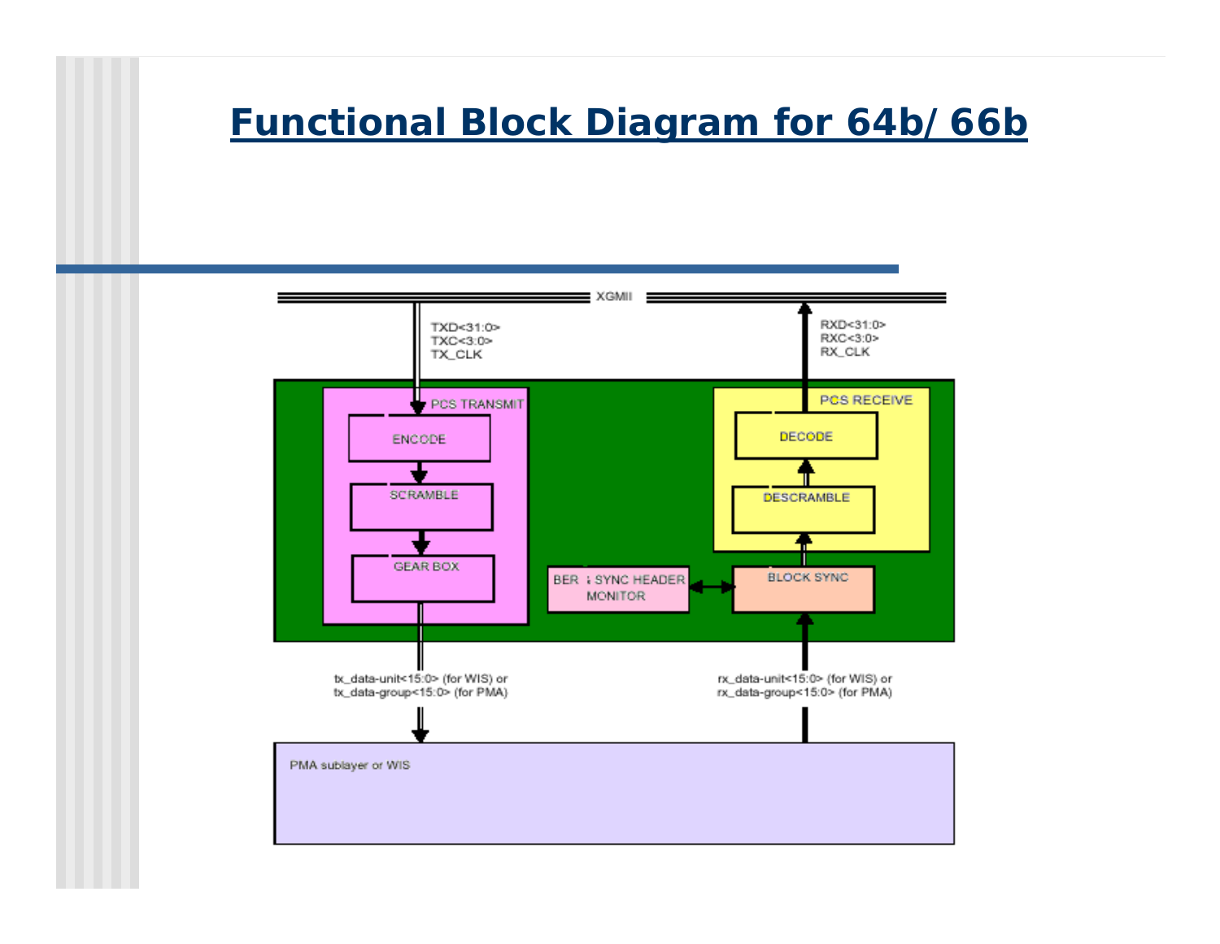# Functional Block Diagram for 64b/ 66b

XGMII

TXD<31:0>
TXC<3:0>
TX_CLK

RXD<31:0>
RXC<3:0>
RX_CLK

PCS TRANSMIT

ENCODE

SCRAMBLE

GEAR BOX

PCS RECEIVE

DECODE

DESCRAMBLE

BLOCK SYNC

BER & SYNC HEADER MONITOR

tx_data-unit<15:0> (for WIS) or
tx_data-group<15:0> (for PMA)

rx_data-unit<15:0> (for WIS) or
rx_data-group<15:0> (for PMA)

PMA sublayer or WIS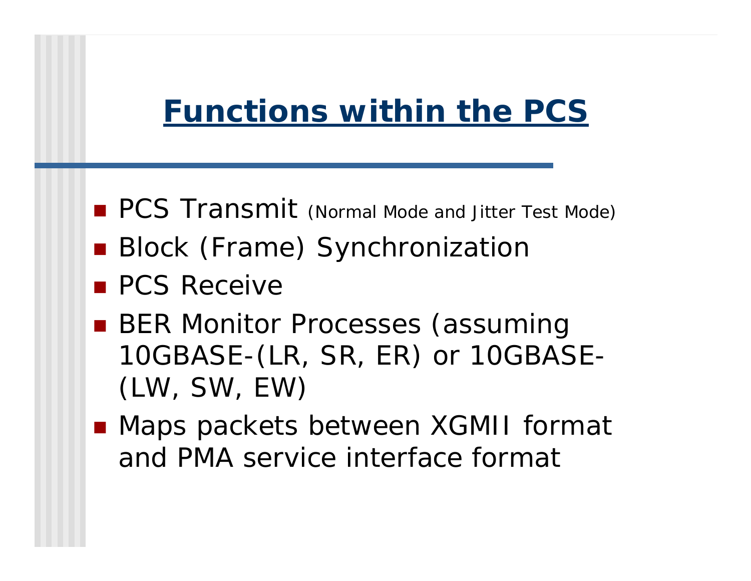# Functions within the PCS

- PCS Transmit (Normal Mode and Jitter Test Mode)
- Block (Frame) Synchronization
- PCS Receive
- BER Monitor Processes (assuming 10GBASE-(LR, SR, ER) or 10GBASE-(LW, SW, EW)
- Maps packets between XGMII format and PMA service interface format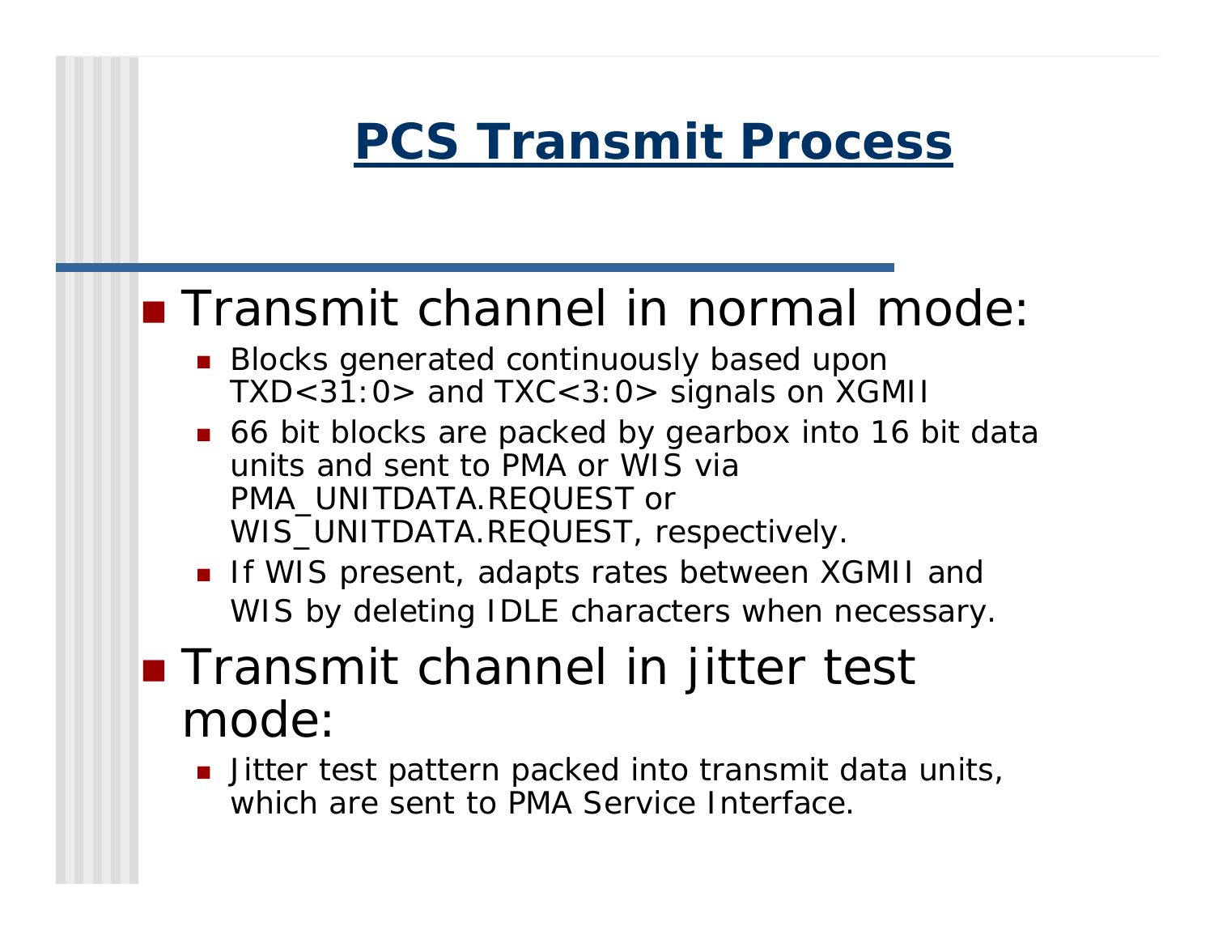# PCS Transmit Process

- Transmit channel in normal mode:
  - Blocks generated continuously based upon TXD<31:0> and TXC<3:0> signals on XGMII
  - 66 bit blocks are packed by gearbox into 16 bit data units and sent to PMA or WIS via PMA_UNITDATA.REQUEST or WIS_UNITDATA.REQUEST, respectively.
  - If WIS present, adapts rates between XGMII and WIS by deleting IDLE characters when necessary.
- Transmit channel in jitter test mode:
  - Jitter test pattern packed into transmit data units, which are sent to PMA Service Interface.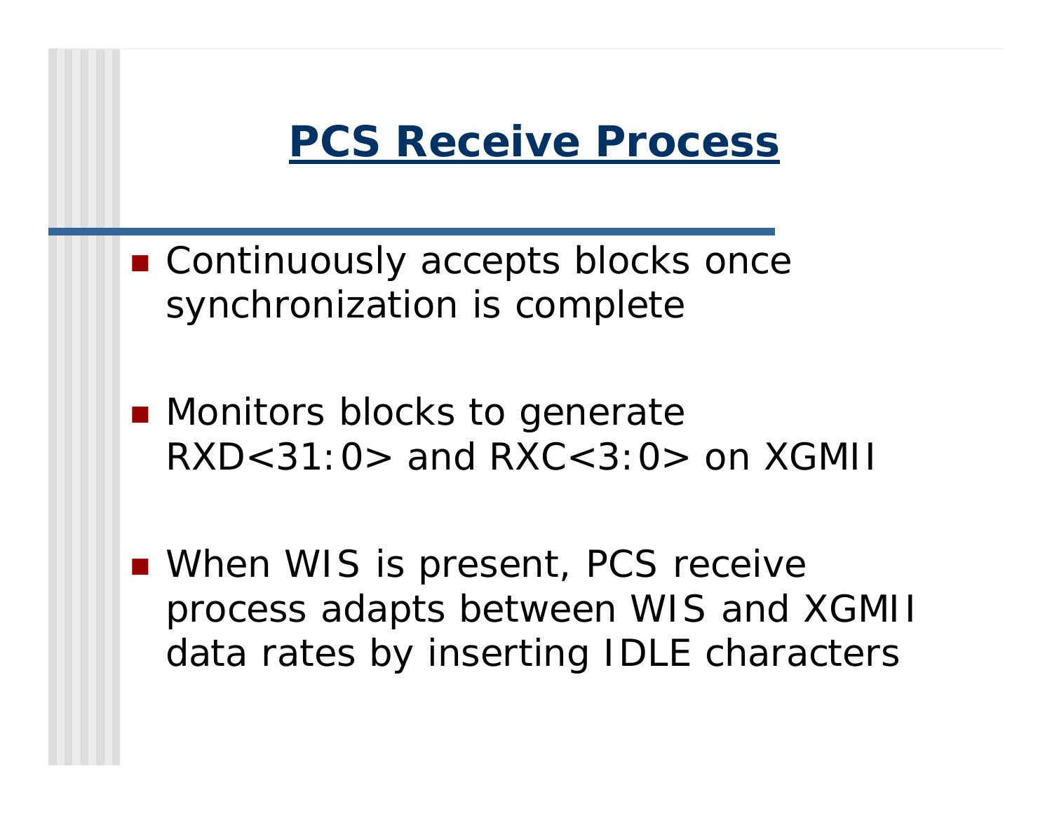# PCS Receive Process

- Continuously accepts blocks once synchronization is complete
- Monitors blocks to generate RXD<31:0> and RXC<3:0> on XGMII
- When WIS is present, PCS receive process adapts between WIS and XGMII data rates by inserting IDLE characters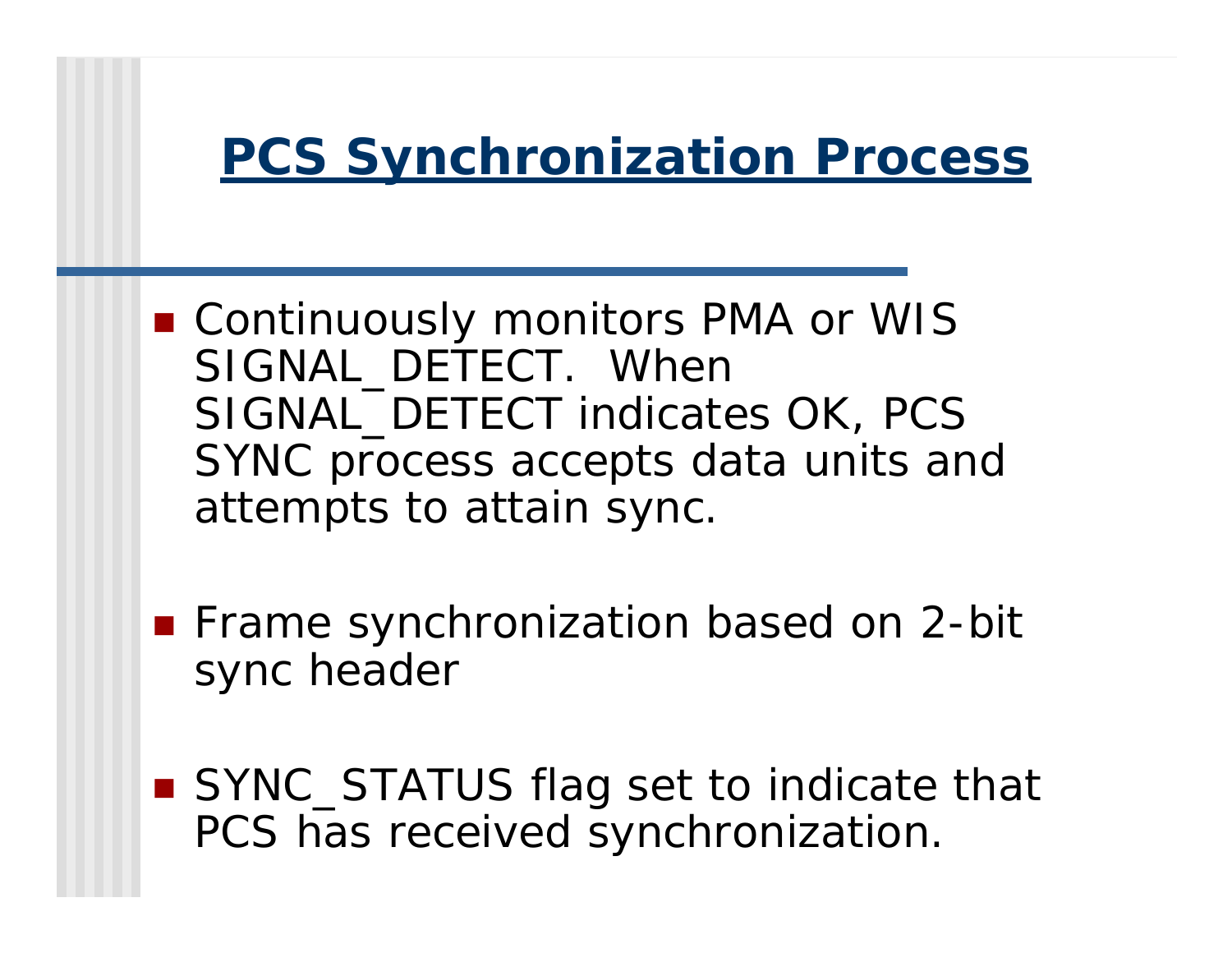# PCS Synchronization Process

- Continuously monitors PMA or WIS SIGNAL_DETECT. When SIGNAL_DETECT indicates OK, PCS SYNC process accepts data units and attempts to attain sync.
- Frame synchronization based on 2-bit sync header
- SYNC_STATUS flag set to indicate that PCS has received synchronization.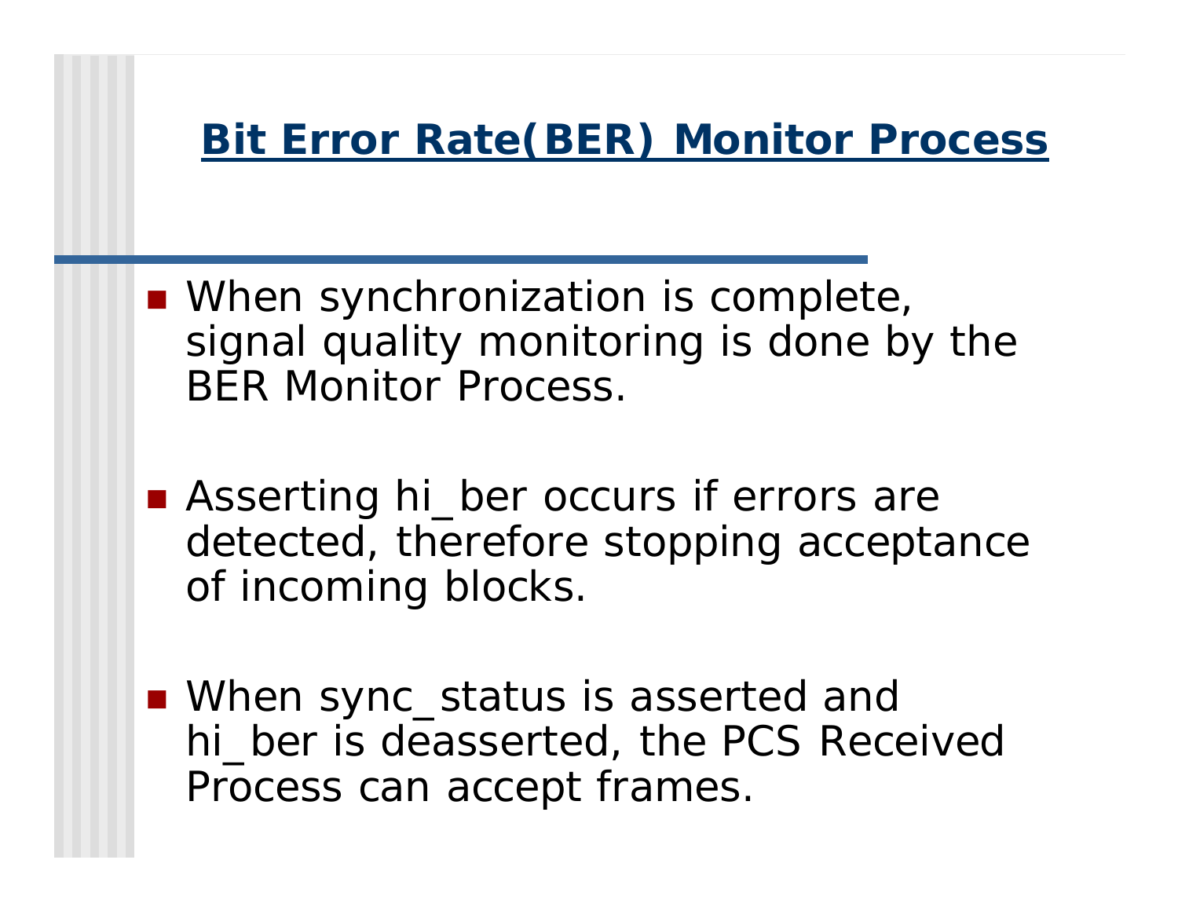## Bit Error Rate(BER) Monitor Process

- When synchronization is complete, signal quality monitoring is done by the BER Monitor Process.
- Asserting hi_ber occurs if errors are detected, therefore stopping acceptance of incoming blocks.
- When sync_status is asserted and hi_ber is deasserted, the PCS Received Process can accept frames.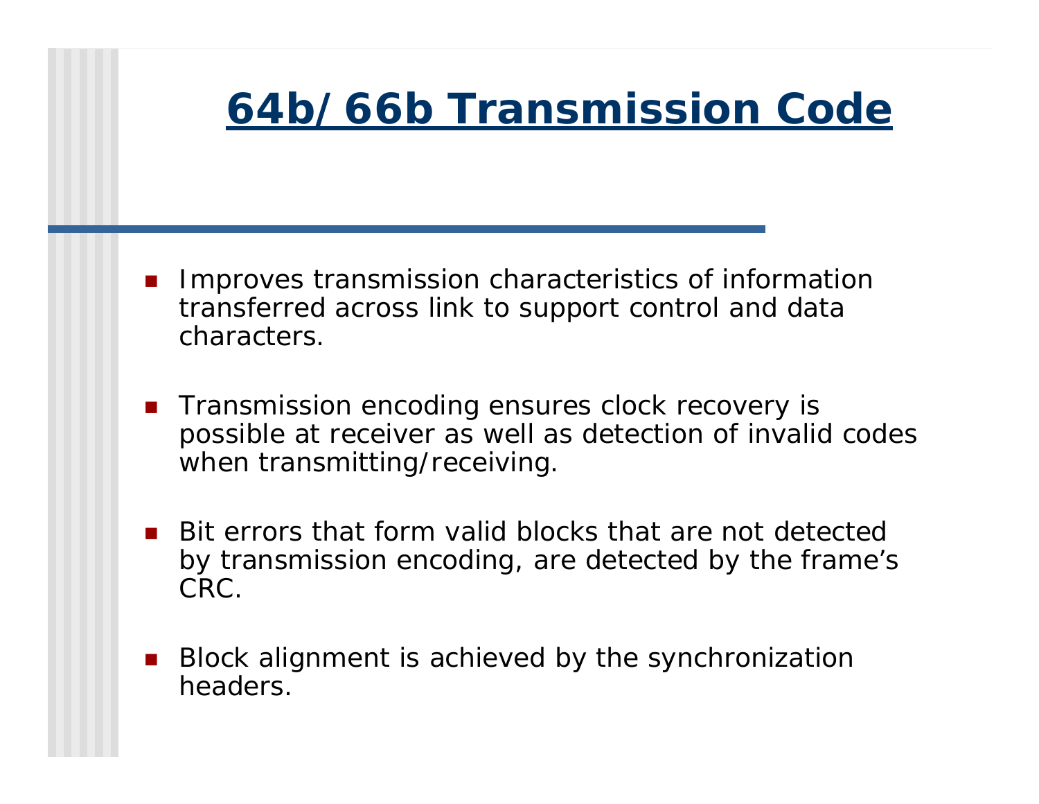# 64b/66b Transmission Code

- Improves transmission characteristics of information transferred across link to support control and data characters.
- Transmission encoding ensures clock recovery is possible at receiver as well as detection of invalid codes when transmitting/receiving.
- Bit errors that form valid blocks that are not detected by transmission encoding, are detected by the frame's CRC.
- Block alignment is achieved by the synchronization headers.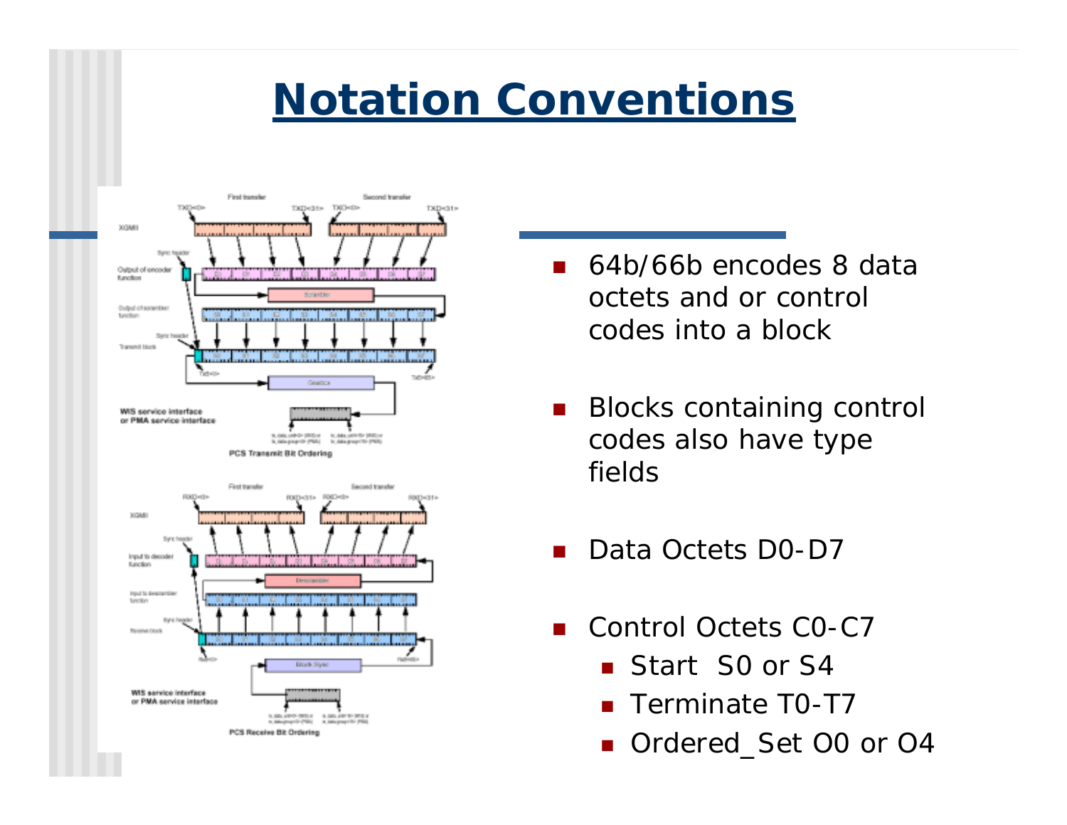# Notation Conventions

- 64b/66b encodes 8 data octets and or control codes into a block
- Blocks containing control codes also have type fields
- Data Octets D0-D7
- Control Octets C0-C7
  - Start  S0 or S4
  - Terminate T0-T7
  - Ordered_Set O0 or O4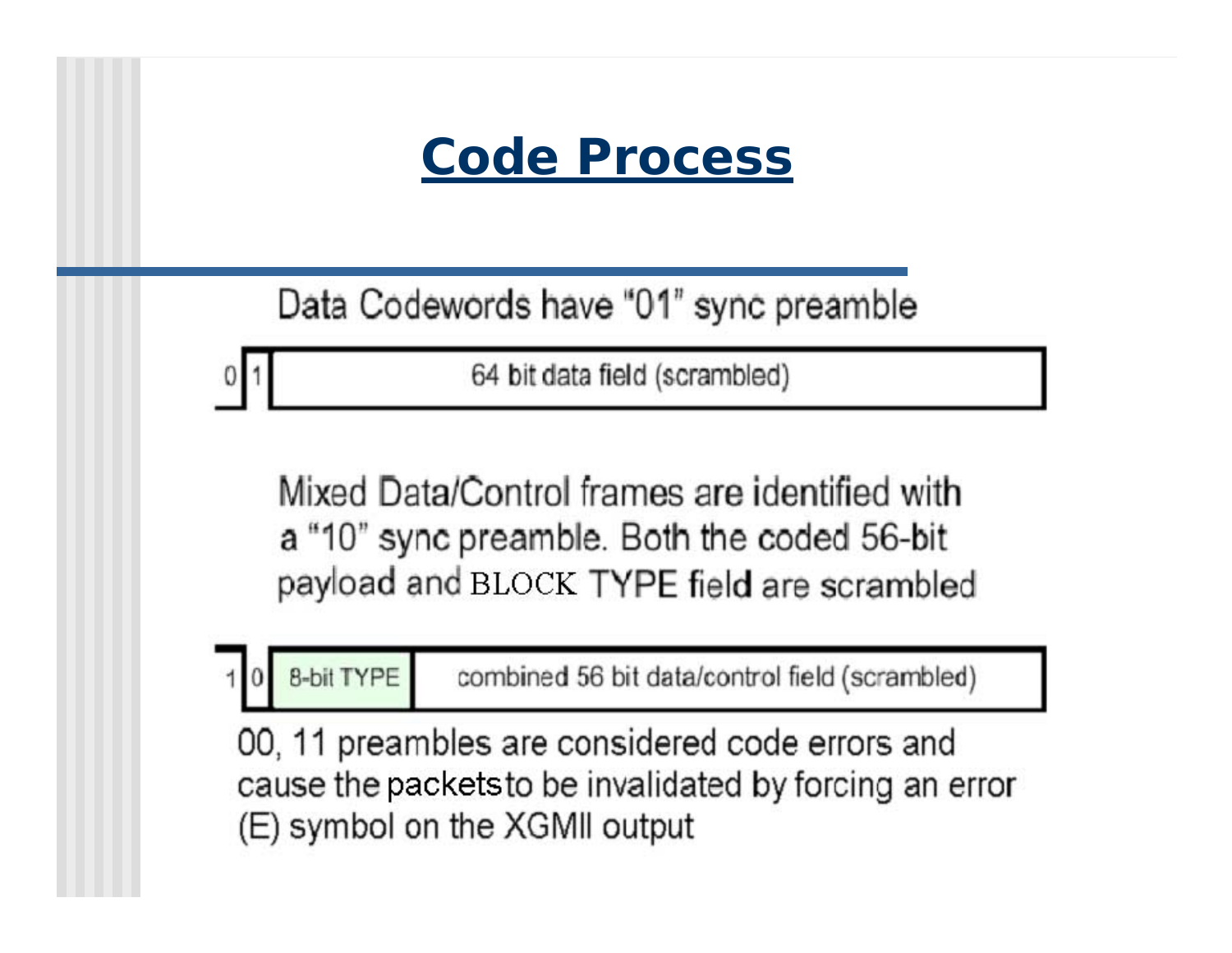# Code Process

Data Codewords have "01" sync preamble

| 0 | 1 | 64 bit data field (scrambled) |
|---|---|---|

Mixed Data/Control frames are identified with a "10" sync preamble. Both the coded 56-bit payload and BLOCK TYPE field are scrambled

| 1 | 0 | 8-bit TYPE | combined 56 bit data/control field (scrambled) |
|---|---|---|---|

00, 11 preambles are considered code errors and cause the packets to be invalidated by forcing an error (E) symbol on the XGMII output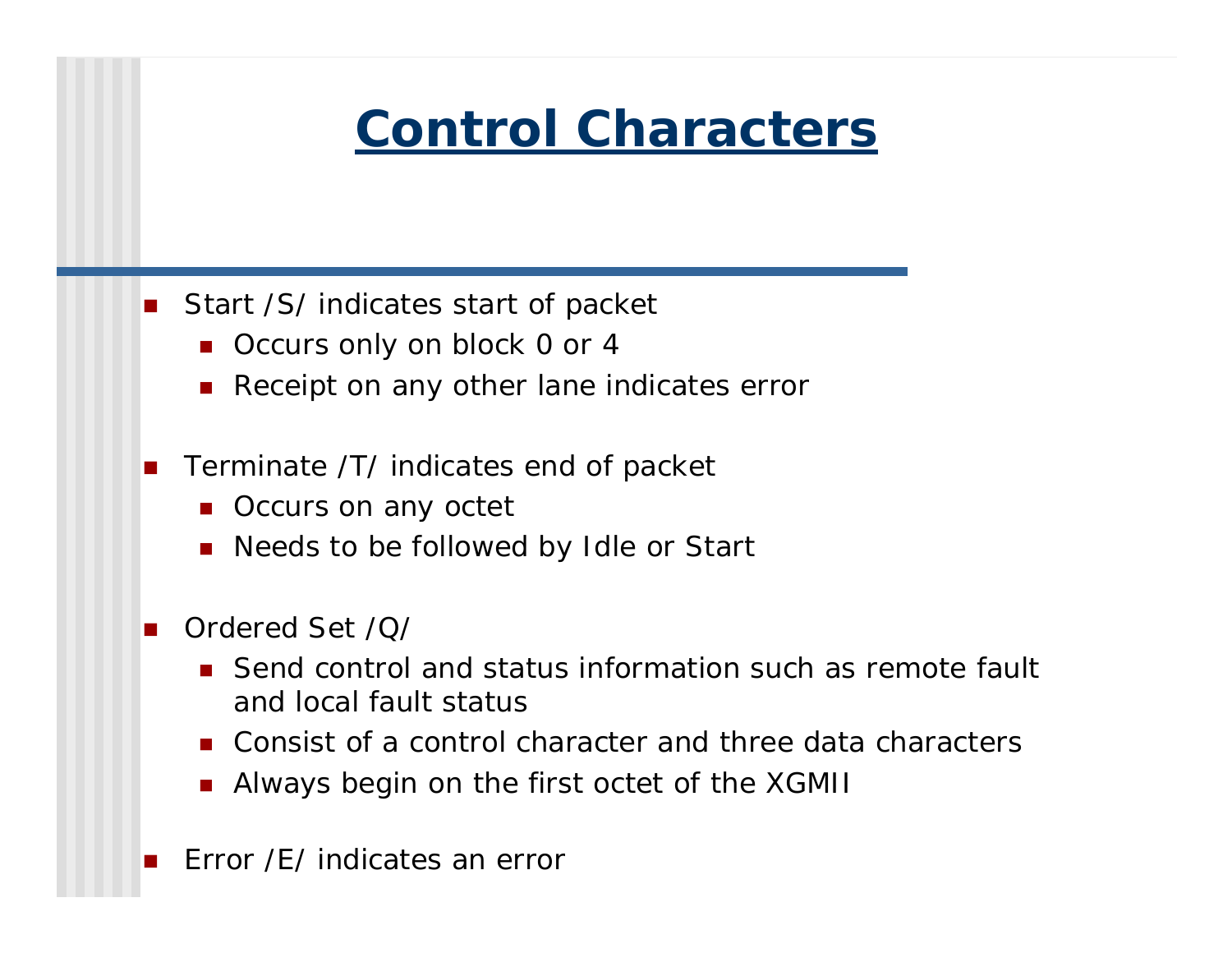# Control Characters

- Start /S/ indicates start of packet
  - Occurs only on block 0 or 4
  - Receipt on any other lane indicates error
- Terminate /T/ indicates end of packet
  - Occurs on any octet
  - Needs to be followed by Idle or Start
- Ordered Set /Q/
  - Send control and status information such as remote fault and local fault status
  - Consist of a control character and three data characters
  - Always begin on the first octet of the XGMII
- Error /E/ indicates an error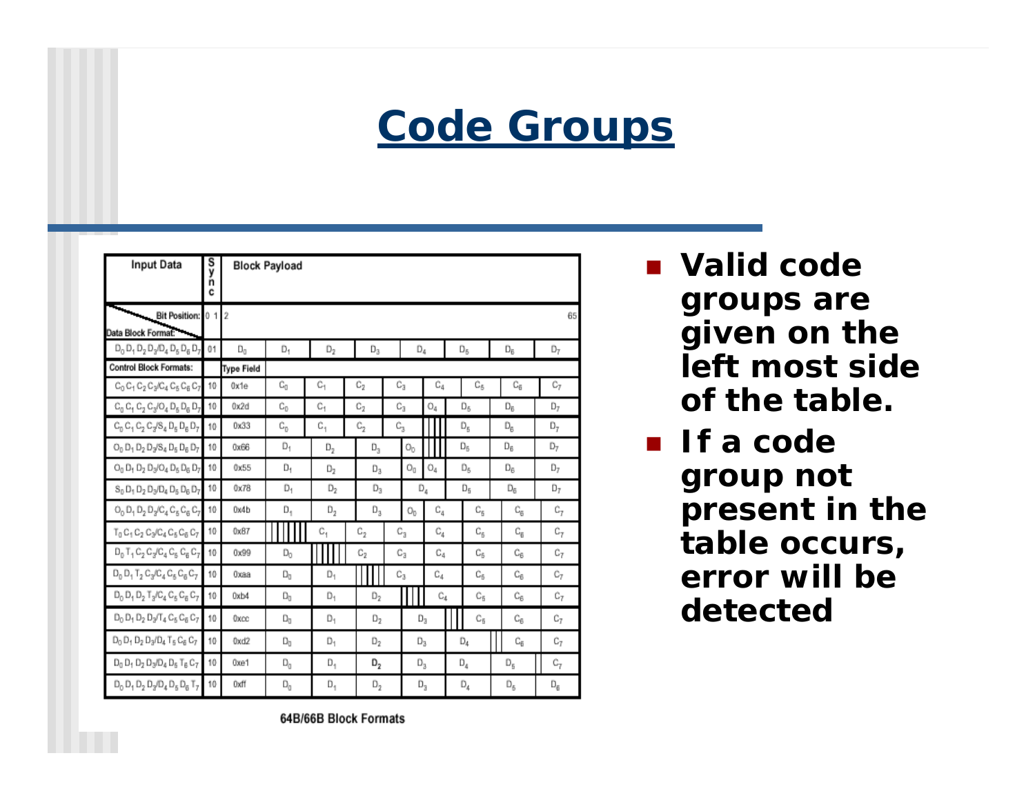# Code Groups

| Input Data | Sync | Block Payload | | | | | | | |
|---|---|---|---|---|---|---|---|---|---|
| Bit Position: / Data Block Format: | 0 1 | 2 | | | | | | | 65 |
| $D_0 D_1 D_2 D_3/D_4 D_5 D_6 D_7$ | 01 | $D_0$ | $D_1$ | $D_2$ | $D_3$ | $D_4$ | $D_5$ | $D_6$ | $D_7$ |
| Control Block Formats: | | Type Field | | | | | | | |
| $C_0 C_1 C_2 C_3/C_4 C_5 C_6 C_7$ | 10 | 0x1e | $C_0$ | $C_1$ | $C_2$ | $C_3$ | $C_4$ | $C_5$ | $C_6$ | $C_7$ |
| $C_0 C_1 C_2 C_3/O_4 D_5 D_6 D_7$ | 10 | 0x2d | $C_0$ | $C_1$ | $C_2$ | $C_3$ | $O_4$ | $D_5$ | $D_6$ | $D_7$ |
| $C_0 C_1 C_2 C_3/S_4 D_5 D_6 D_7$ | 10 | 0x33 | $C_0$ | $C_1$ | $C_2$ | $C_3$ | | $D_5$ | $D_6$ | $D_7$ |
| $O_0 D_1 D_2 D_3/S_4 D_5 D_6 D_7$ | 10 | 0x66 | $D_1$ | $D_2$ | $D_3$ | $O_0$ | | $D_5$ | $D_6$ | $D_7$ |
| $O_0 D_1 D_2 D_3/O_4 D_5 D_6 D_7$ | 10 | 0x55 | $D_1$ | $D_2$ | $D_3$ | $O_0$ | $O_4$ | $D_5$ | $D_6$ | $D_7$ |
| $S_0 D_1 D_2 D_3/D_4 D_5 D_6 D_7$ | 10 | 0x78 | $D_1$ | $D_2$ | $D_3$ | $D_4$ | | $D_5$ | $D_6$ | $D_7$ |
| $O_0 D_1 D_2 D_3/C_4 C_5 C_6 C_7$ | 10 | 0x4b | $D_1$ | $D_2$ | $D_3$ | $O_0$ | $C_4$ | $C_5$ | $C_6$ | $C_7$ |
| $T_0 C_1 C_2 C_3/C_4 C_5 C_6 C_7$ | 10 | 0x87 | | $C_1$ | $C_2$ | $C_3$ | $C_4$ | $C_5$ | $C_6$ | $C_7$ |
| $D_0 T_1 C_2 C_3/C_4 C_5 C_6 C_7$ | 10 | 0x99 | $D_0$ | | $C_2$ | $C_3$ | $C_4$ | $C_5$ | $C_6$ | $C_7$ |
| $D_0 D_1 T_2 C_3/C_4 C_5 C_6 C_7$ | 10 | 0xaa | $D_0$ | $D_1$ | | $C_3$ | $C_4$ | $C_5$ | $C_6$ | $C_7$ |
| $D_0 D_1 D_2 T_3/C_4 C_5 C_6 C_7$ | 10 | 0xb4 | $D_0$ | $D_1$ | $D_2$ | | $C_4$ | $C_5$ | $C_6$ | $C_7$ |
| $D_0 D_1 D_2 D_3/T_4 C_5 C_6 C_7$ | 10 | 0xcc | $D_0$ | $D_1$ | $D_2$ | $D_3$ | | $C_5$ | $C_6$ | $C_7$ |
| $D_0 D_1 D_2 D_3/D_4 T_5 C_6 C_7$ | 10 | 0xd2 | $D_0$ | $D_1$ | $D_2$ | $D_3$ | $D_4$ | | $C_6$ | $C_7$ |
| $D_0 D_1 D_2 D_3/D_4 D_5 T_6 C_7$ | 10 | 0xe1 | $D_0$ | $D_1$ | $D_2$ | $D_3$ | $D_4$ | $D_5$ | | $C_7$ |
| $D_0 D_1 D_2 D_3/D_4 D_5 D_6 T_7$ | 10 | 0xff | $D_0$ | $D_1$ | $D_2$ | $D_3$ | $D_4$ | $D_5$ | $D_6$ | |

64B/66B Block Formats

- **Valid code groups are given on the left most side of the table.**
- **If a code group not present in the table occurs, error will be detected**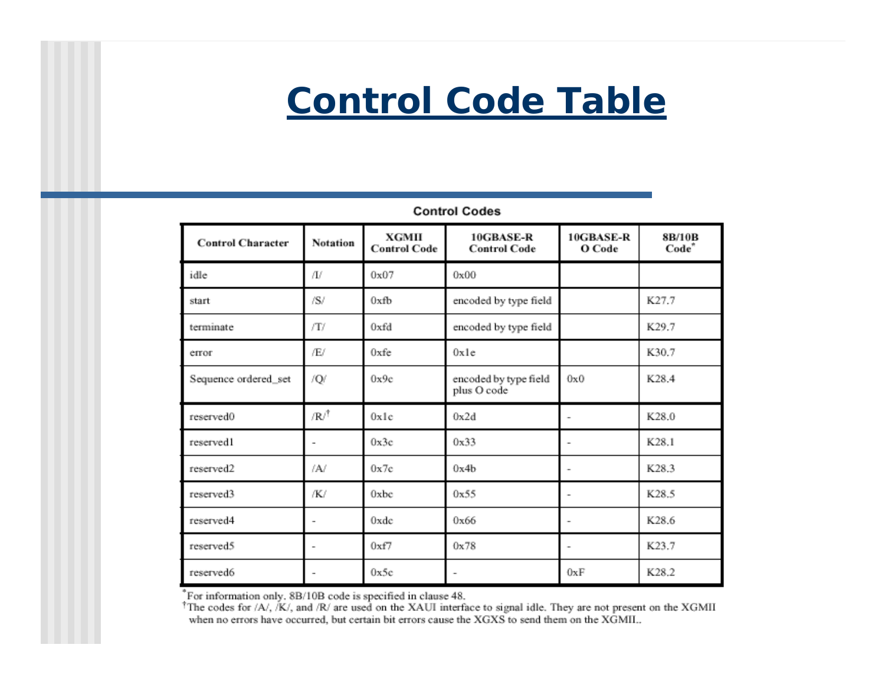# Control Code Table

**Control Codes**

| Control Character | Notation | XGMII Control Code | 10GBASE-R Control Code | 10GBASE-R O Code | 8B/10B Code* |
|---|---|---|---|---|---|
| idle | /I/ | 0x07 | 0x00 | | |
| start | /S/ | 0xfb | encoded by type field | | K27.7 |
| terminate | /T/ | 0xfd | encoded by type field | | K29.7 |
| error | /E/ | 0xfe | 0x1e | | K30.7 |
| Sequence ordered_set | /Q/ | 0x9c | encoded by type field plus O code | 0x0 | K28.4 |
| reserved0 | /R/† | 0x1c | 0x2d | - | K28.0 |
| reserved1 | - | 0x3c | 0x33 | - | K28.1 |
| reserved2 | /A/ | 0x7c | 0x4b | - | K28.3 |
| reserved3 | /K/ | 0xbc | 0x55 | - | K28.5 |
| reserved4 | - | 0xdc | 0x66 | - | K28.6 |
| reserved5 | - | 0xf7 | 0x78 | - | K23.7 |
| reserved6 | - | 0x5c | - | 0xF | K28.2 |

*For information only. 8B/10B code is specified in clause 48.

†The codes for /A/, /K/, and /R/ are used on the XAUI interface to signal idle. They are not present on the XGMII when no errors have occurred, but certain bit errors cause the XGXS to send them on the XGMII..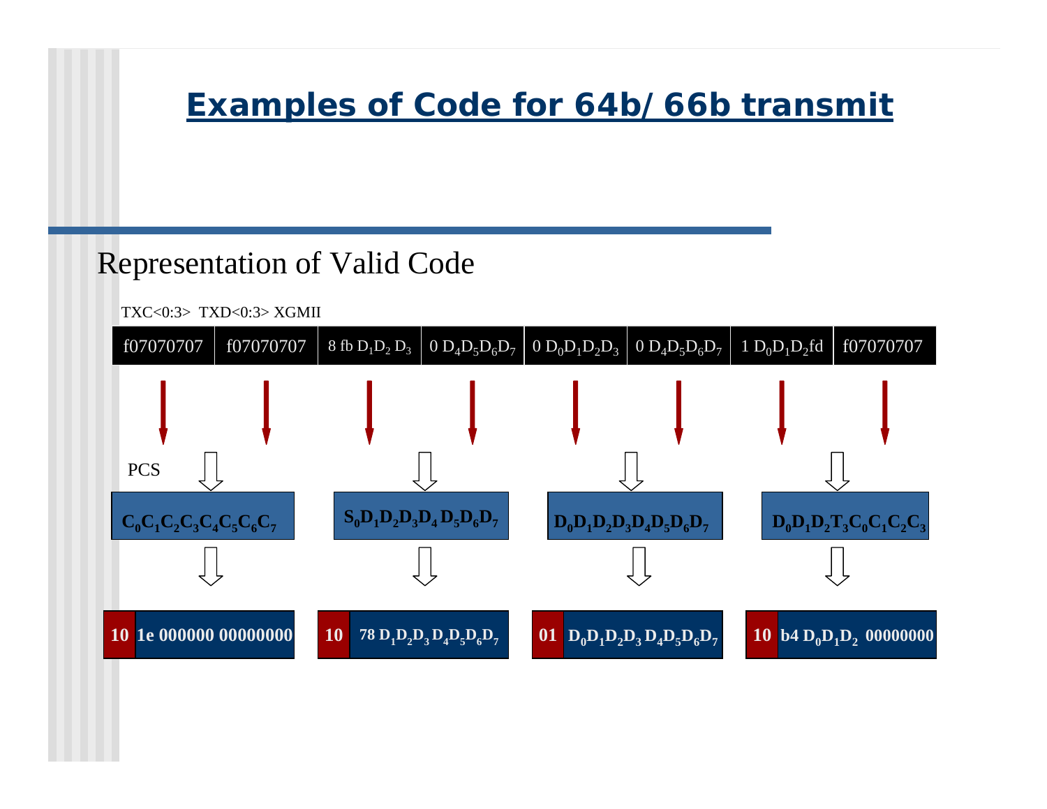# Examples of Code for 64b/ 66b transmit

## Representation of Valid Code

TXC<0:3> TXD<0:3> XGMII

| f07070707 | f07070707 | 8 fb $D_1D_2$ $D_3$ | 0 $D_4D_5D_6D_7$ | 0 $D_0D_1D_2D_3$ | 0 $D_4D_5D_6D_7$ | 1 $D_0D_1D_2$fd | f07070707 |
|---|---|---|---|---|---|---|---|

PCS

| $C_0C_1C_2C_3C_4C_5C_6C_7$ | $S_0D_1D_2D_3D_4D_5D_6D_7$ | $D_0D_1D_2D_3D_4D_5D_6D_7$ | $D_0D_1D_2T_3C_0C_1C_2C_3$ |
|---|---|---|---|
| **10** 1e 000000 00000000 | **10** 78 $D_1D_2D_3D_4D_5D_6D_7$ | **01** $D_0D_1D_2D_3D_4D_5D_6D_7$ | **10** b4 $D_0D_1D_2$ 00000000 |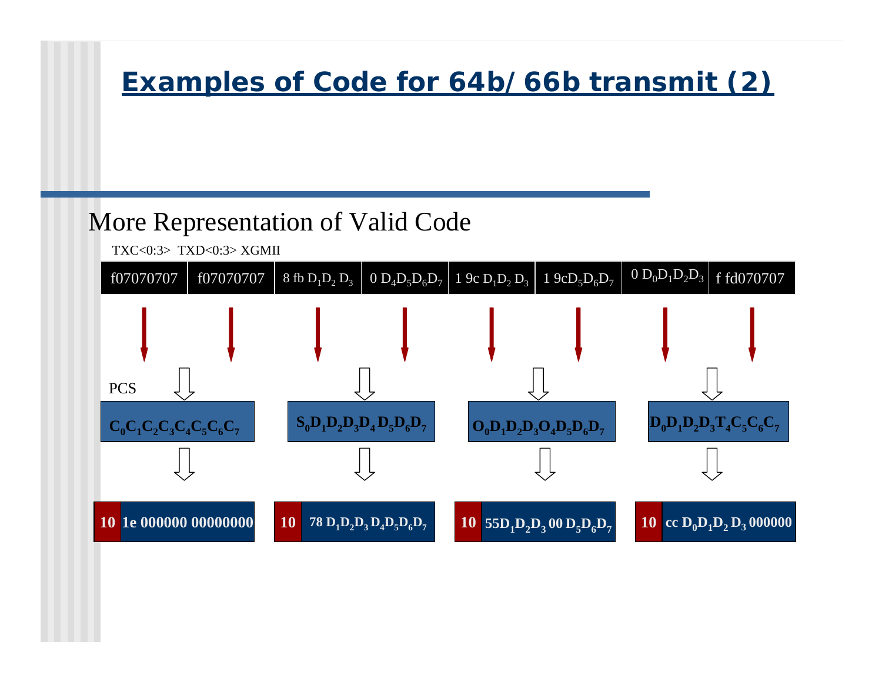# Examples of Code for 64b/66b transmit (2)

## More Representation of Valid Code

TXC<0:3> TXD<0:3> XGMII

| f07070707 | f07070707 | 8 fb $D_1D_2$ $D_3$ | 0 $D_4D_5D_6D_7$ | 1 9c $D_1D_2$ $D_3$ | 1 9c$D_5D_6D_7$ | 0 $D_0D_1D_2D_3$ | f fd070707 |
|---|---|---|---|---|---|---|---|

PCS

| $C_0C_1C_2C_3C_4C_5C_6C_7$ | $S_0D_1D_2D_3D_4$ $D_5D_6D_7$ | $O_0D_1D_2D_3O_4D_5D_6D_7$ | $D_0D_1D_2D_3T_4C_5C_6C_7$ |
|---|---|---|---|
| **10** 1e 000000 00000000 | **10** 78 $D_1D_2D_3$ $D_4D_5D_6D_7$ | **10** 55$D_1D_2D_3$ 00 $D_5D_6D_7$ | **10** cc $D_0D_1D_2$ $D_3$ 000000 |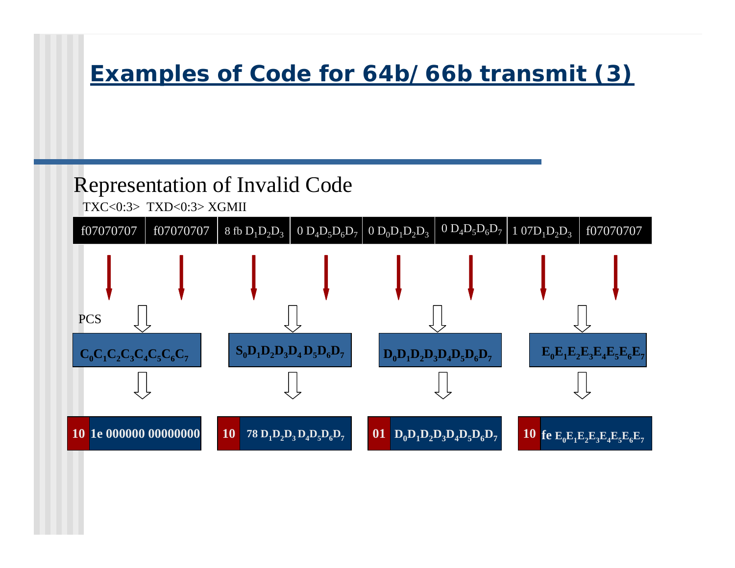# Examples of Code for 64b/ 66b transmit (3)

## Representation of Invalid Code

TXC<0:3> TXD<0:3> XGMII

| f07070707 | f07070707 | 8 fb $D_1D_2D_3$ | 0 $D_4D_5D_6D_7$ | 0 $D_0D_1D_2D_3$ | 0 $D_4D_5D_6D_7$ | 1 07$D_1D_2D_3$ | f07070707 |
|---|---|---|---|---|---|---|---|

PCS

| $C_0C_1C_2C_3C_4C_5C_6C_7$ | $S_0D_1D_2D_3D_4D_5D_6D_7$ | $D_0D_1D_2D_3D_4D_5D_6D_7$ | $E_0E_1E_2E_3E_4E_5E_6E_7$ |
|---|---|---|---|
| 10 1e 000000 00000000 | 10 78 $D_1D_2D_3D_4D_5D_6D_7$ | 01 $D_0D_1D_2D_3D_4D_5D_6D_7$ | 10 fe $E_0E_1E_2E_3E_4E_5E_6E_7$ |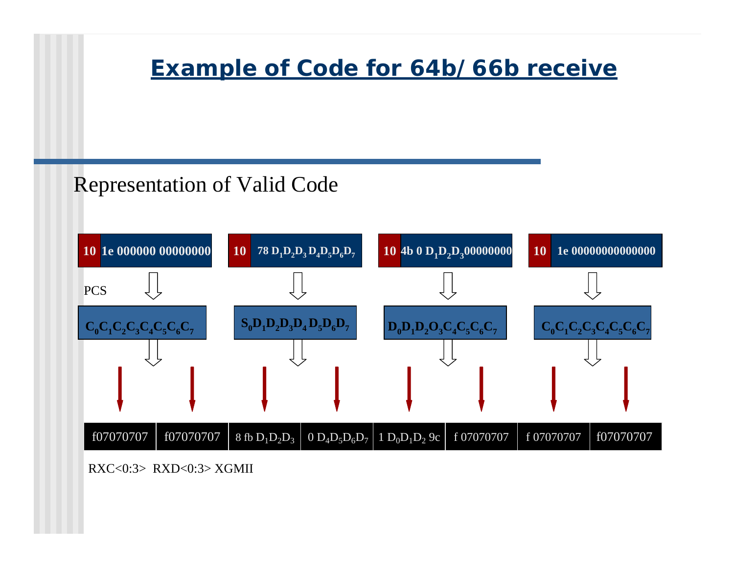# Example of Code for 64b/66b receive

## Representation of Valid Code

| | | | |
|---|---|---|---|
| 10 1e 000000 00000000 | 10 78 $D_1D_2D_3$ $D_4D_5D_6D_7$ | 10 4b 0 $D_1D_2D_3$00000000 | 10 1e 00000000000000 |
| $C_0C_1C_2C_3C_4C_5C_6C_7$ | $S_0D_1D_2D_3D_4$ $D_5D_6D_7$ | $D_0D_1D_2O_3C_4C_5C_6C_7$ | $C_0C_1C_2C_3C_4C_5C_6C_7$ |

PCS

| | | | | | | | |
|---|---|---|---|---|---|---|---|
| f07070707 | f07070707 | 8 fb $D_1D_2D_3$ | 0 $D_4D_5D_6D_7$ | 1 $D_0D_1D_2$ 9c | f 07070707 | f 07070707 | f07070707 |

RXC<0:3> RXD<0:3> XGMII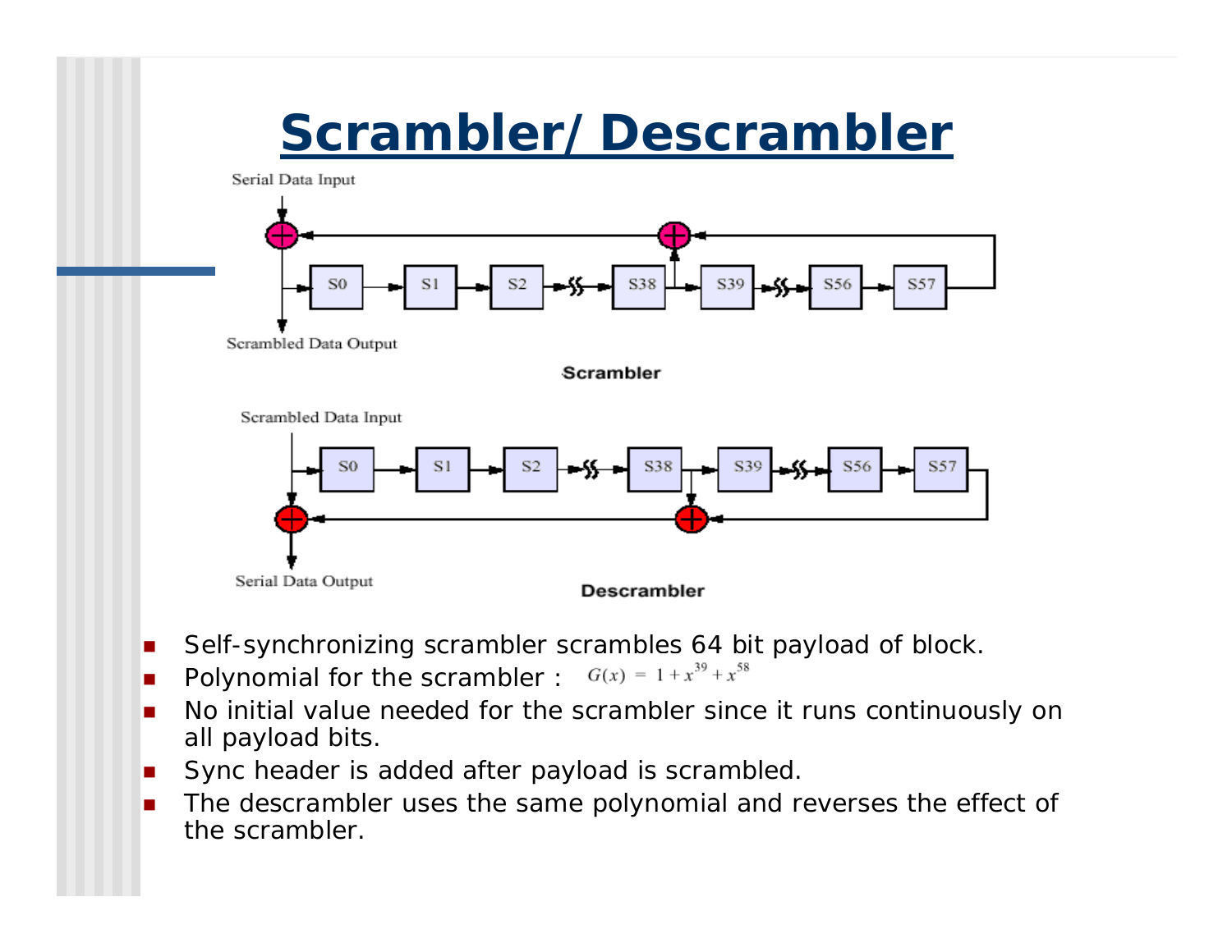# Scrambler/ Descrambler

Serial Data Input

Scrambled Data Output

Scrambler

Scrambled Data Input

Serial Data Output

Descrambler

- Self-synchronizing scrambler scrambles 64 bit payload of block.
- Polynomial for the scrambler : $G(x) = 1 + x^{39} + x^{58}$
- No initial value needed for the scrambler since it runs continuously on all payload bits.
- Sync header is added after payload is scrambled.
- The descrambler uses the same polynomial and reverses the effect of the scrambler.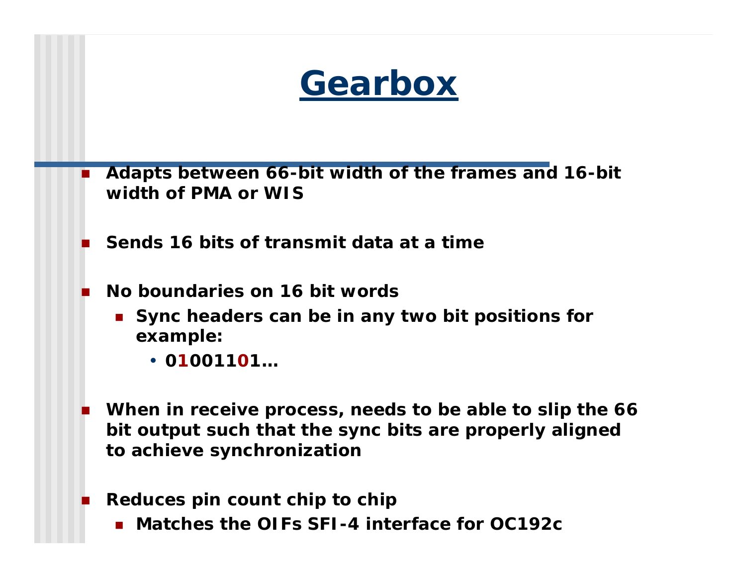# Gearbox

- **Adapts between 66-bit width of the frames and 16-bit width of PMA or WIS**
- **Sends 16 bits of transmit data at a time**
- **No boundaries on 16 bit words**
  - **Sync headers can be in any two bit positions for example:**
    - **01001101…**
- **When in receive process, needs to be able to slip the 66 bit output such that the sync bits are properly aligned to achieve synchronization**
- **Reduces pin count chip to chip**
  - **Matches the OIFs SFI-4 interface for OC192c**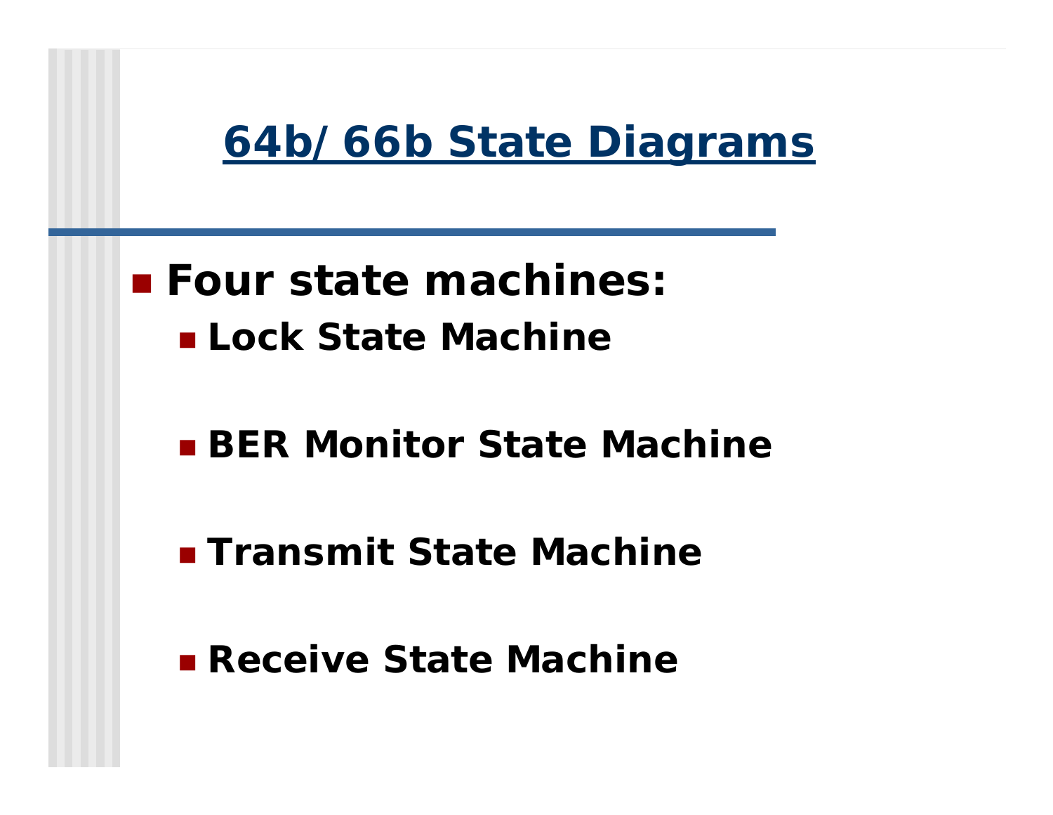# 64b/ 66b State Diagrams

- Four state machines:
  - Lock State Machine
  - BER Monitor State Machine
  - Transmit State Machine
  - Receive State Machine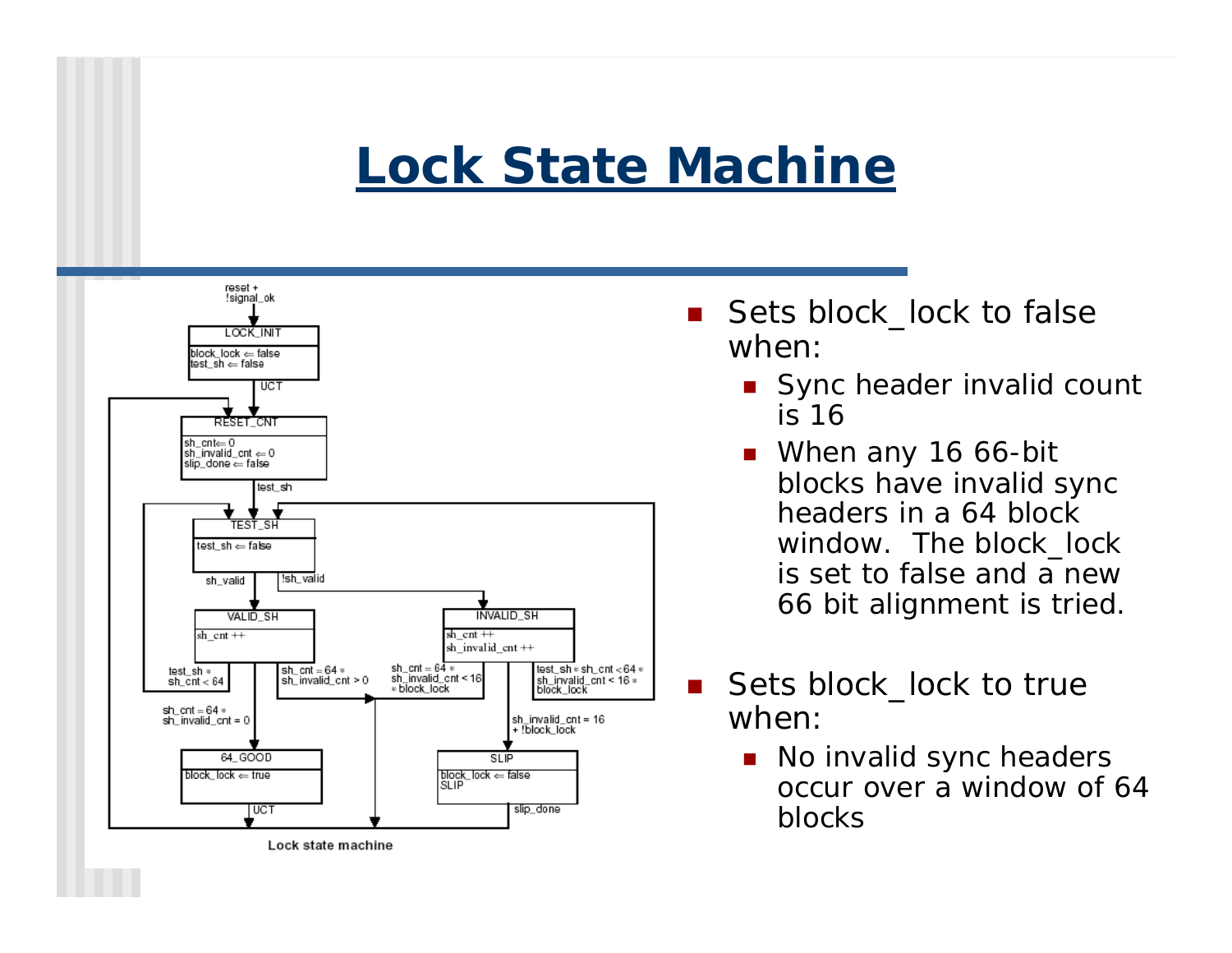# Lock State Machine

Lock state machine

- Sets block_lock to false when:
  - Sync header invalid count is 16
  - When any 16 66-bit blocks have invalid sync headers in a 64 block window. The block_lock is set to false and a new 66 bit alignment is tried.
- Sets block_lock to true when:
  - No invalid sync headers occur over a window of 64 blocks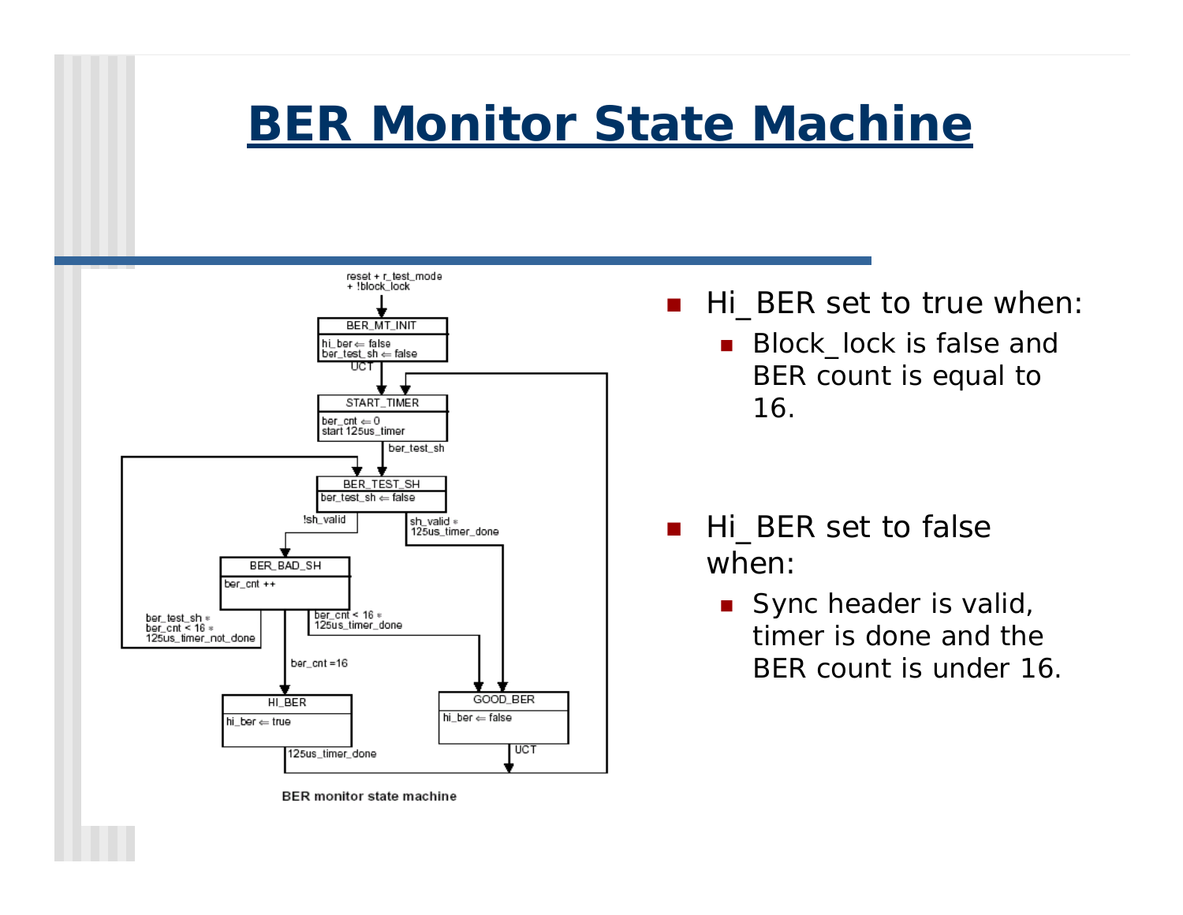# BER Monitor State Machine

BER monitor state machine

- Hi_BER set to true when:
  - Block_lock is false and BER count is equal to 16.
- Hi_BER set to false when:
  - Sync header is valid, timer is done and the BER count is under 16.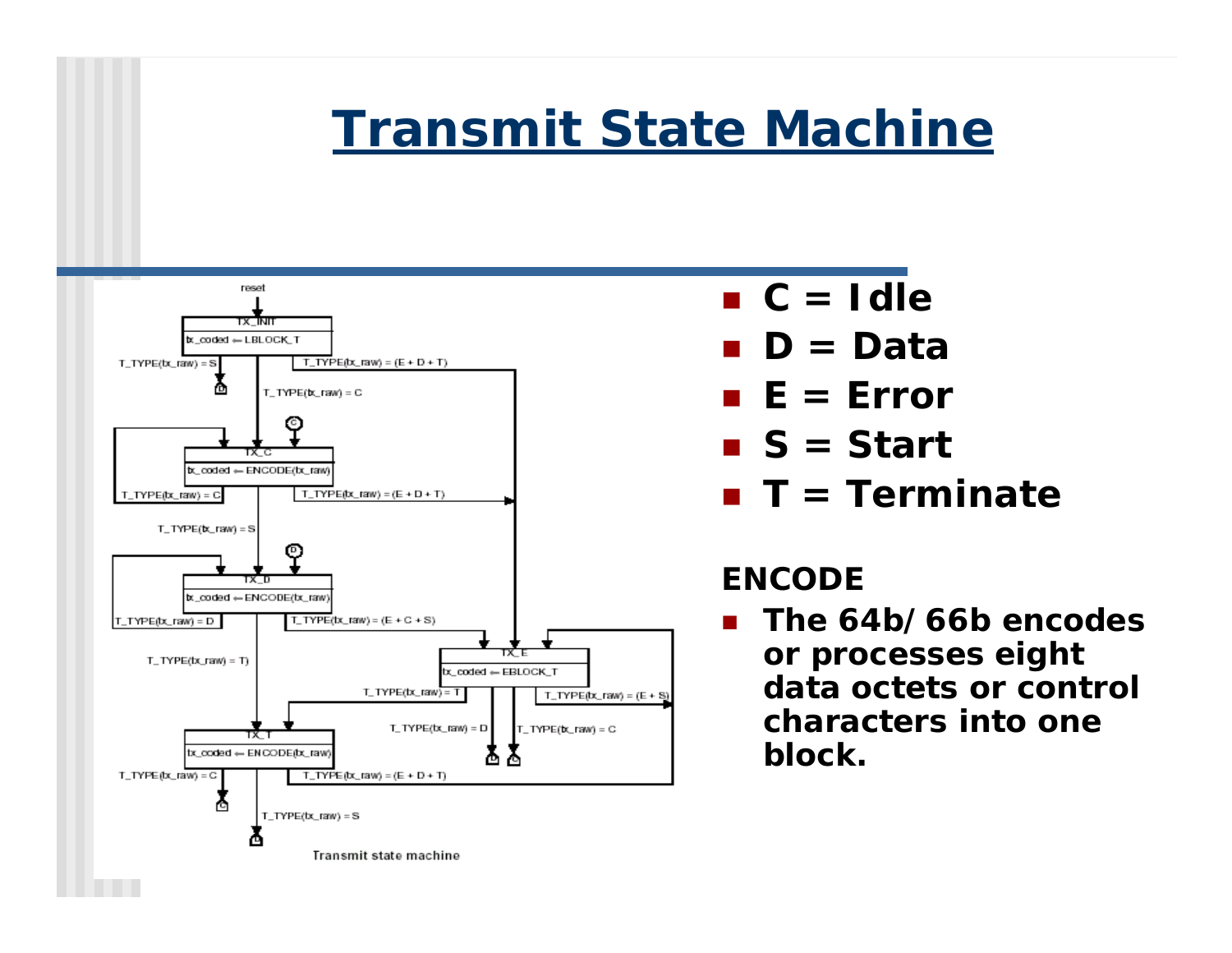# Transmit State Machine

Transmit state machine

- C = Idle
- D = Data
- E = Error
- S = Start
- T = Terminate

**ENCODE**

- The 64b/66b encodes or processes eight data octets or control characters into one block.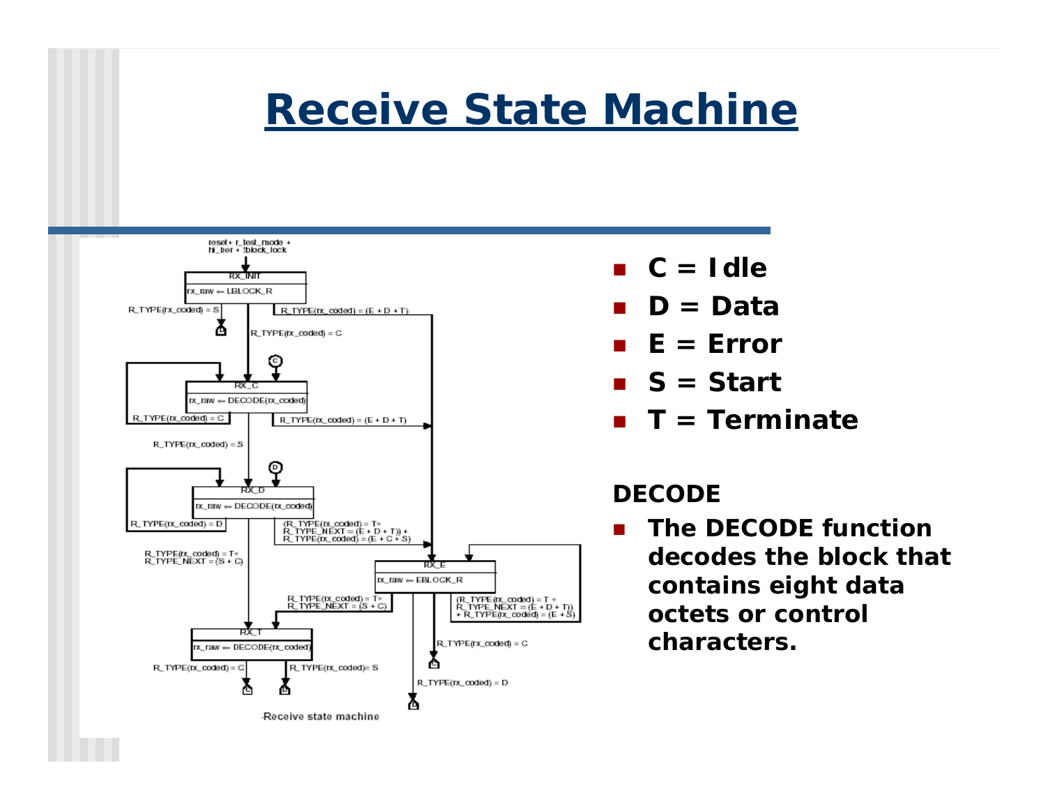# Receive State Machine

Receive state machine

- **C = Idle**
- **D = Data**
- **E = Error**
- **S = Start**
- **T = Terminate**

**DECODE**

- **The DECODE function decodes the block that contains eight data octets or control characters.**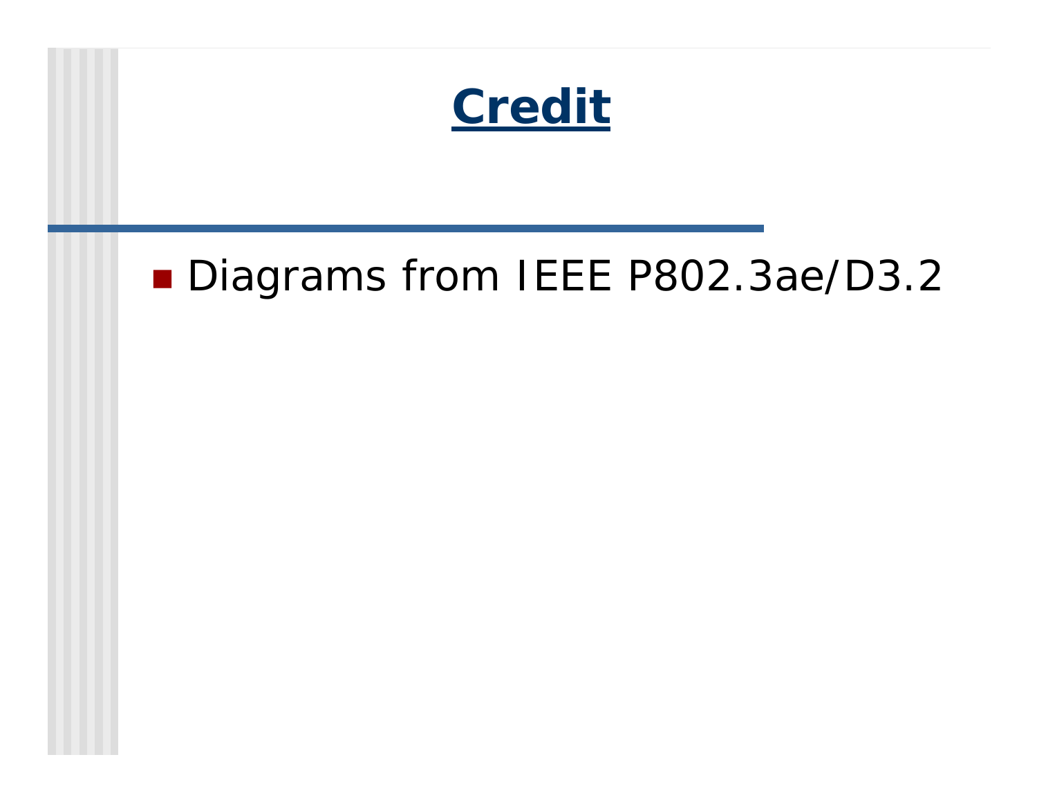# Credit

- Diagrams from IEEE P802.3ae/D3.2